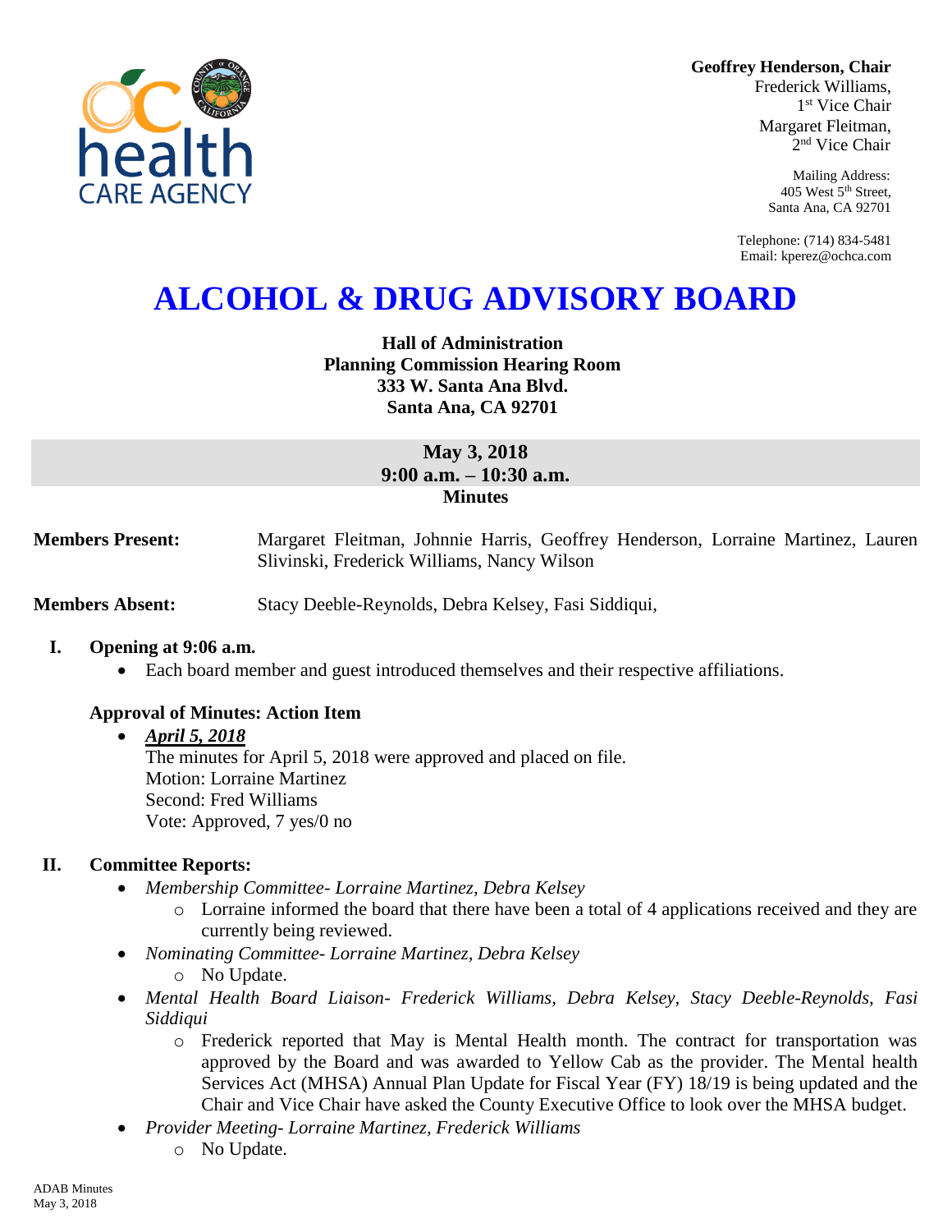**Geoffrey Henderson, Chair**
Frederick Williams, 1st Vice Chair
Margaret Fleitman, 2nd Vice Chair

Mailing Address:
405 West 5th Street,
Santa Ana, CA 92701

Telephone: (714) 834-5481
Email: kperez@ochca.com

# ALCOHOL & DRUG ADVISORY BOARD

**Hall of Administration**
**Planning Commission Hearing Room**
**333 W. Santa Ana Blvd.**
**Santa Ana, CA 92701**

**May 3, 2018**
**9:00 a.m. – 10:30 a.m.**
**Minutes**

**Members Present:** Margaret Fleitman, Johnnie Harris, Geoffrey Henderson, Lorraine Martinez, Lauren Slivinski, Frederick Williams, Nancy Wilson

**Members Absent:** Stacy Deeble-Reynolds, Debra Kelsey, Fasi Siddiqui,

## I. Opening at 9:06 a.m.

- Each board member and guest introduced themselves and their respective affiliations.

### Approval of Minutes: Action Item

- ***April 5, 2018***
  The minutes for April 5, 2018 were approved and placed on file.
  Motion: Lorraine Martinez
  Second: Fred Williams
  Vote: Approved, 7 yes/0 no

## II. Committee Reports:

- *Membership Committee- Lorraine Martinez, Debra Kelsey*
  - Lorraine informed the board that there have been a total of 4 applications received and they are currently being reviewed.
- *Nominating Committee- Lorraine Martinez, Debra Kelsey*
  - No Update.
- *Mental Health Board Liaison- Frederick Williams, Debra Kelsey, Stacy Deeble-Reynolds, Fasi Siddiqui*
  - Frederick reported that May is Mental Health month. The contract for transportation was approved by the Board and was awarded to Yellow Cab as the provider. The Mental health Services Act (MHSA) Annual Plan Update for Fiscal Year (FY) 18/19 is being updated and the Chair and Vice Chair have asked the County Executive Office to look over the MHSA budget.
- *Provider Meeting- Lorraine Martinez, Frederick Williams*
  - No Update.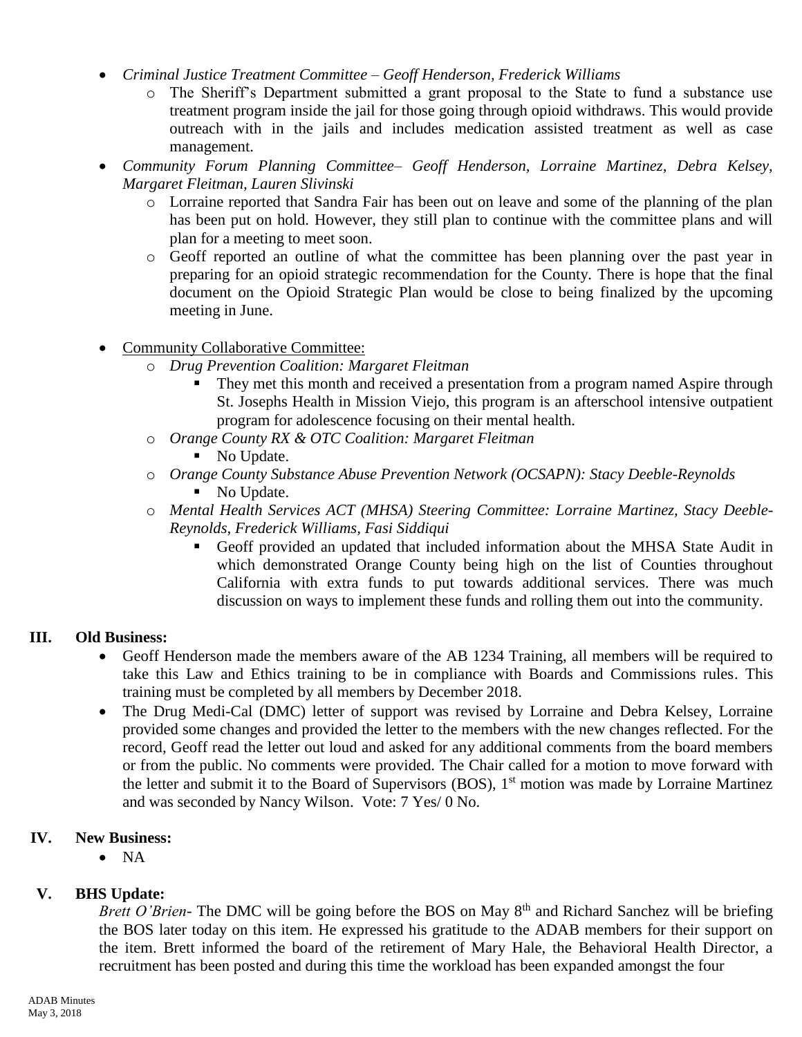- *Criminal Justice Treatment Committee – Geoff Henderson, Frederick Williams*
    - The Sheriff's Department submitted a grant proposal to the State to fund a substance use treatment program inside the jail for those going through opioid withdraws. This would provide outreach with in the jails and includes medication assisted treatment as well as case management.
- *Community Forum Planning Committee– Geoff Henderson, Lorraine Martinez, Debra Kelsey, Margaret Fleitman, Lauren Slivinski*
    - Lorraine reported that Sandra Fair has been out on leave and some of the planning of the plan has been put on hold. However, they still plan to continue with the committee plans and will plan for a meeting to meet soon.
    - Geoff reported an outline of what the committee has been planning over the past year in preparing for an opioid strategic recommendation for the County. There is hope that the final document on the Opioid Strategic Plan would be close to being finalized by the upcoming meeting in June.
- <u>Community Collaborative Committee:</u>
    - *Drug Prevention Coalition: Margaret Fleitman*
        - They met this month and received a presentation from a program named Aspire through St. Josephs Health in Mission Viejo, this program is an afterschool intensive outpatient program for adolescence focusing on their mental health.
    - *Orange County RX & OTC Coalition: Margaret Fleitman*
        - No Update.
    - *Orange County Substance Abuse Prevention Network (OCSAPN): Stacy Deeble-Reynolds*
        - No Update.
    - *Mental Health Services ACT (MHSA) Steering Committee: Lorraine Martinez, Stacy Deeble-Reynolds, Frederick Williams, Fasi Siddiqui*
        - Geoff provided an updated that included information about the MHSA State Audit in which demonstrated Orange County being high on the list of Counties throughout California with extra funds to put towards additional services. There was much discussion on ways to implement these funds and rolling them out into the community.

## III. Old Business:

- Geoff Henderson made the members aware of the AB 1234 Training, all members will be required to take this Law and Ethics training to be in compliance with Boards and Commissions rules. This training must be completed by all members by December 2018.
- The Drug Medi-Cal (DMC) letter of support was revised by Lorraine and Debra Kelsey, Lorraine provided some changes and provided the letter to the members with the new changes reflected. For the record, Geoff read the letter out loud and asked for any additional comments from the board members or from the public. No comments were provided. The Chair called for a motion to move forward with the letter and submit it to the Board of Supervisors (BOS), 1st motion was made by Lorraine Martinez and was seconded by Nancy Wilson. Vote: 7 Yes/ 0 No.

## IV. New Business:

- NA

## V. BHS Update:

*Brett O'Brien*- The DMC will be going before the BOS on May 8th and Richard Sanchez will be briefing the BOS later today on this item. He expressed his gratitude to the ADAB members for their support on the item. Brett informed the board of the retirement of Mary Hale, the Behavioral Health Director, a recruitment has been posted and during this time the workload has been expanded amongst the four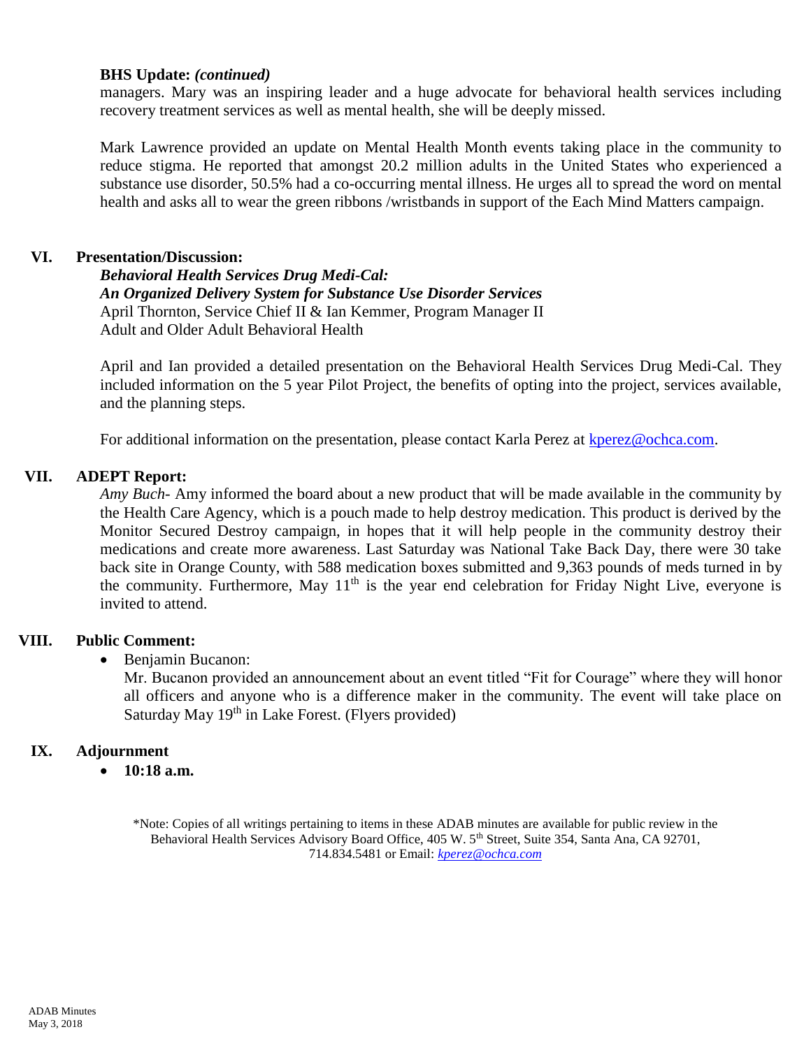**BHS Update:** ***(continued)***

managers. Mary was an inspiring leader and a huge advocate for behavioral health services including recovery treatment services as well as mental health, she will be deeply missed.

Mark Lawrence provided an update on Mental Health Month events taking place in the community to reduce stigma. He reported that amongst 20.2 million adults in the United States who experienced a substance use disorder, 50.5% had a co-occurring mental illness. He urges all to spread the word on mental health and asks all to wear the green ribbons /wristbands in support of the Each Mind Matters campaign.

## VI. Presentation/Discussion:

***Behavioral Health Services Drug Medi-Cal:***
***An Organized Delivery System for Substance Use Disorder Services***
April Thornton, Service Chief II & Ian Kemmer, Program Manager II
Adult and Older Adult Behavioral Health

April and Ian provided a detailed presentation on the Behavioral Health Services Drug Medi-Cal. They included information on the 5 year Pilot Project, the benefits of opting into the project, services available, and the planning steps.

For additional information on the presentation, please contact Karla Perez at kperez@ochca.com.

## VII. ADEPT Report:

*Amy Buch-* Amy informed the board about a new product that will be made available in the community by the Health Care Agency, which is a pouch made to help destroy medication. This product is derived by the Monitor Secured Destroy campaign, in hopes that it will help people in the community destroy their medications and create more awareness. Last Saturday was National Take Back Day, there were 30 take back site in Orange County, with 588 medication boxes submitted and 9,363 pounds of meds turned in by the community. Furthermore, May 11th is the year end celebration for Friday Night Live, everyone is invited to attend.

## VIII. Public Comment:

- Benjamin Bucanon:
  Mr. Bucanon provided an announcement about an event titled "Fit for Courage" where they will honor all officers and anyone who is a difference maker in the community. The event will take place on Saturday May 19th in Lake Forest. (Flyers provided)

## IX. Adjournment

- **10:18 a.m.**

\*Note: Copies of all writings pertaining to items in these ADAB minutes are available for public review in the Behavioral Health Services Advisory Board Office, 405 W. 5th Street, Suite 354, Santa Ana, CA 92701, 714.834.5481 or Email: *kperez@ochca.com*